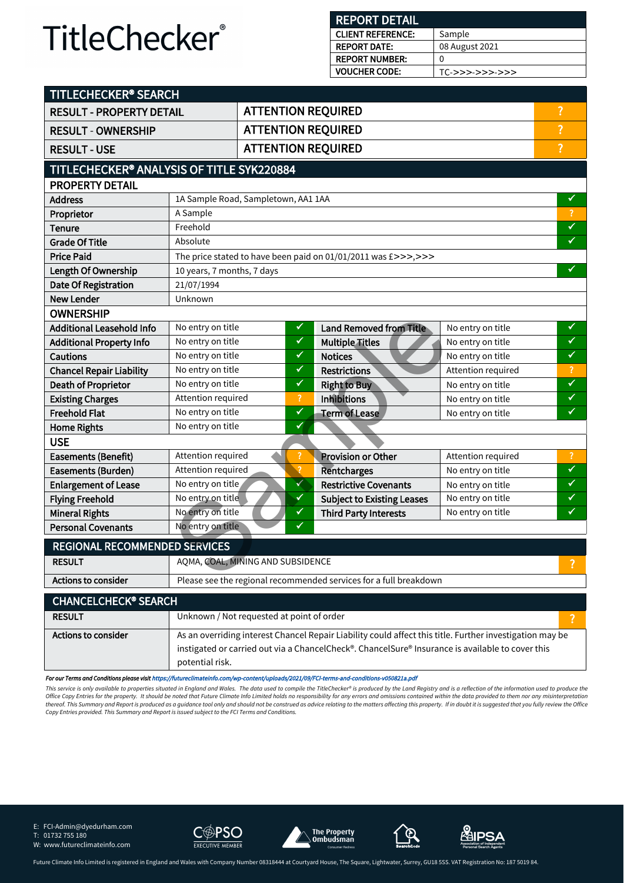# TitleChecker®

| REPORT DETAIL | |
|---|---|
| CLIENT REFERENCE: | Sample |
| REPORT DATE: | 08 August 2021 |
| REPORT NUMBER: | 0 |
| VOUCHER CODE: | TC->>>->>>->>> |

## TITLECHECKER® SEARCH

| | | |
|---|---|---|
| RESULT - PROPERTY DETAIL | ATTENTION REQUIRED | ? |
| RESULT - OWNERSHIP | ATTENTION REQUIRED | ? |
| RESULT - USE | ATTENTION REQUIRED | ? |

## TITLECHECKER® ANALYSIS OF TITLE SYK220884

### PROPERTY DETAIL

| | | |
|---|---|---|
| Address | 1A Sample Road, Sampletown, AA1 1AA | ✓ |
| Proprietor | A Sample | ? |
| Tenure | Freehold | ✓ |
| Grade Of Title | Absolute | ✓ |
| Price Paid | The price stated to have been paid on 01/01/2011 was £>>>,>>> | |
| Length Of Ownership | 10 years, 7 months, 7 days | ✓ |
| Date Of Registration | 21/07/1994 | |
| New Lender | Unknown | |

### OWNERSHIP

| | | | | | |
|---|---|---|---|---|---|
| Additional Leasehold Info | No entry on title | ✓ | Land Removed from Title | No entry on title | ✓ |
| Additional Property Info | No entry on title | ✓ | Multiple Titles | No entry on title | ✓ |
| Cautions | No entry on title | ✓ | Notices | No entry on title | ✓ |
| Chancel Repair Liability | No entry on title | ✓ | Restrictions | Attention required | ? |
| Death of Proprietor | No entry on title | ✓ | Right to Buy | No entry on title | ✓ |
| Existing Charges | Attention required | ? | Inhibitions | No entry on title | ✓ |
| Freehold Flat | No entry on title | ✓ | Term of Lease | No entry on title | ✓ |
| Home Rights | No entry on title | ✓ | | | |

### USE

| | | | | | |
|---|---|---|---|---|---|
| Easements (Benefit) | Attention required | ? | Provision or Other | Attention required | ? |
| Easements (Burden) | Attention required | ? | Rentcharges | No entry on title | ✓ |
| Enlargement of Lease | No entry on title | ✓ | Restrictive Covenants | No entry on title | ✓ |
| Flying Freehold | No entry on title | ✓ | Subject to Existing Leases | No entry on title | ✓ |
| Mineral Rights | No entry on title | ✓ | Third Party Interests | No entry on title | ✓ |
| Personal Covenants | No entry on title | ✓ | | | |

## REGIONAL RECOMMENDED SERVICES

| | | |
|---|---|---|
| RESULT | AQMA, COAL, MINING AND SUBSIDENCE | ? |
| Actions to consider | Please see the regional recommended services for a full breakdown | |

## CHANCELCHECK® SEARCH

| | | |
|---|---|---|
| RESULT | Unknown / Not requested at point of order | ? |
| Actions to consider | As an overriding interest Chancel Repair Liability could affect this title. Further investigation may be instigated or carried out via a ChancelCheck®. ChancelSure® Insurance is available to cover this potential risk. | |

*For our Terms and Conditions please visit https://futureclimateinfo.com/wp-content/uploads/2021/09/FCI-terms-and-conditions-v050821a.pdf*

*This service is only available to properties situated in England and Wales. The data used to compile the TitleChecker® is produced by the Land Registry and is a reflection of the information used to produce the Office Copy Entries for the property. It should be noted that Future Climate Info Limited holds no responsibility for any errors and omissions contained within the data provided to them nor any misinterpretation thereof. This Summary and Report is produced as a guidance tool only and should not be construed as advice relating to the matters affecting this property. If in doubt it is suggested that you fully review the Office Copy Entries provided. This Summary and Report is issued subject to the FCI Terms and Conditions.*

E: FCI-Admin@dyedurham.com
T: 01732 755 180
W: www.futureclimateinfo.com

Future Climate Info Limited is registered in England and Wales with Company Number 08318444 at Courtyard House, The Square, Lightwater, Surrey, GU18 5SS. VAT Registration No: 187 5019 84.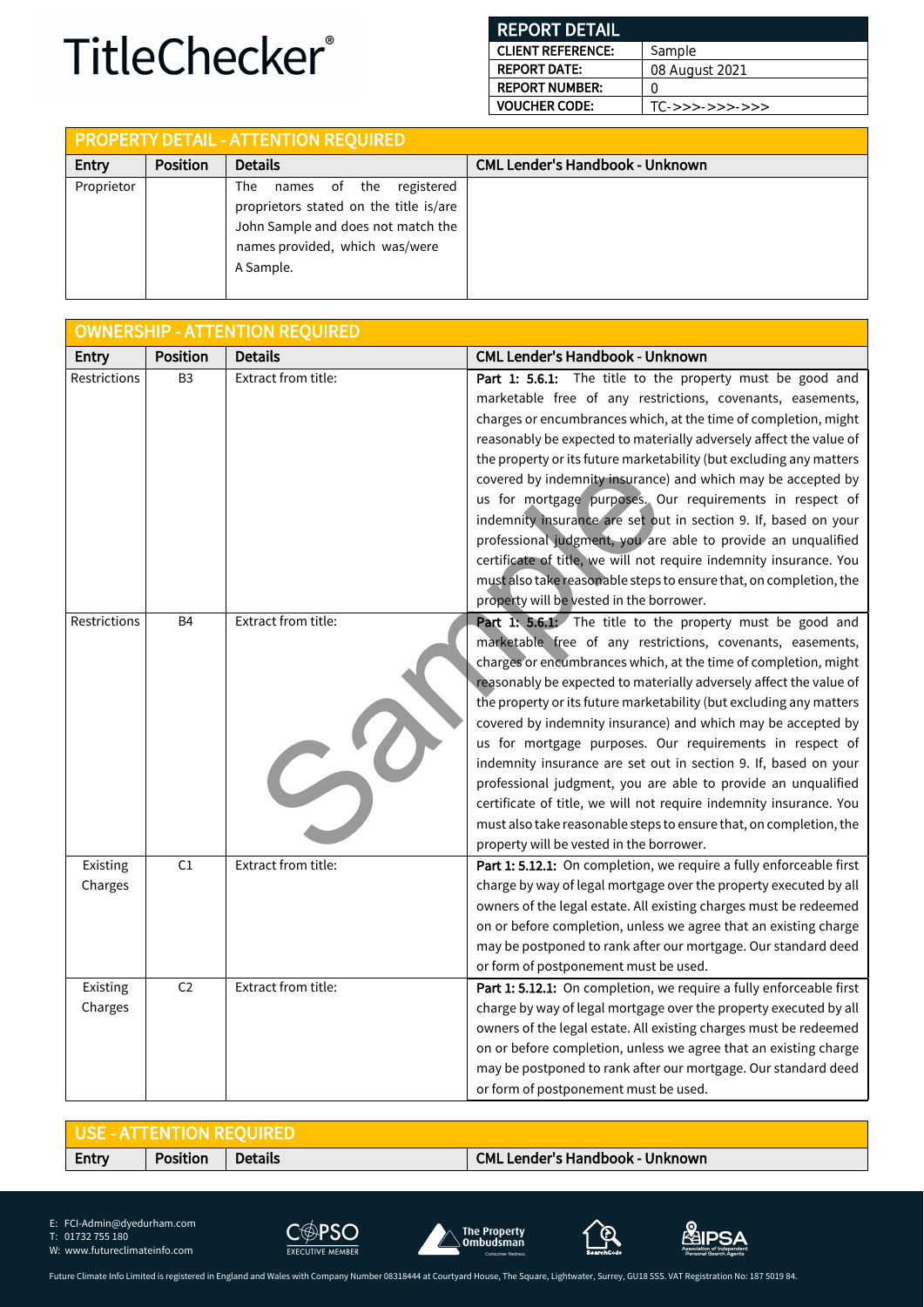# TitleChecker®

| REPORT DETAIL | |
|---|---|
| CLIENT REFERENCE: | Sample |
| REPORT DATE: | 08 August 2021 |
| REPORT NUMBER: | 0 |
| VOUCHER CODE: | TC->>>->>>->>> |

## PROPERTY DETAIL - ATTENTION REQUIRED

| Entry | Position | Details | CML Lender's Handbook - Unknown |
|---|---|---|---|
| Proprietor | | The names of the registered proprietors stated on the title is/are John Sample and does not match the names provided, which was/were A Sample. | |

## OWNERSHIP - ATTENTION REQUIRED

| Entry | Position | Details | CML Lender's Handbook - Unknown |
|---|---|---|---|
| Restrictions | B3 | Extract from title: | **Part 1: 5.6.1:** The title to the property must be good and marketable free of any restrictions, covenants, easements, charges or encumbrances which, at the time of completion, might reasonably be expected to materially adversely affect the value of the property or its future marketability (but excluding any matters covered by indemnity insurance) and which may be accepted by us for mortgage purposes. Our requirements in respect of indemnity insurance are set out in section 9. If, based on your professional judgment, you are able to provide an unqualified certificate of title, we will not require indemnity insurance. You must also take reasonable steps to ensure that, on completion, the property will be vested in the borrower. |
| Restrictions | B4 | Extract from title: | **Part 1: 5.6.1:** The title to the property must be good and marketable free of any restrictions, covenants, easements, charges or encumbrances which, at the time of completion, might reasonably be expected to materially adversely affect the value of the property or its future marketability (but excluding any matters covered by indemnity insurance) and which may be accepted by us for mortgage purposes. Our requirements in respect of indemnity insurance are set out in section 9. If, based on your professional judgment, you are able to provide an unqualified certificate of title, we will not require indemnity insurance. You must also take reasonable steps to ensure that, on completion, the property will be vested in the borrower. |
| Existing Charges | C1 | Extract from title: | **Part 1: 5.12.1:** On completion, we require a fully enforceable first charge by way of legal mortgage over the property executed by all owners of the legal estate. All existing charges must be redeemed on or before completion, unless we agree that an existing charge may be postponed to rank after our mortgage. Our standard deed or form of postponement must be used. |
| Existing Charges | C2 | Extract from title: | **Part 1: 5.12.1:** On completion, we require a fully enforceable first charge by way of legal mortgage over the property executed by all owners of the legal estate. All existing charges must be redeemed on or before completion, unless we agree that an existing charge may be postponed to rank after our mortgage. Our standard deed or form of postponement must be used. |

## USE - ATTENTION REQUIRED

| Entry | Position | Details | CML Lender's Handbook - Unknown |
|---|---|---|---|

E: FCI-Admin@dyedurham.com
T: 01732 755 180
W: www.futureclimateinfo.com

Future Climate Info Limited is registered in England and Wales with Company Number 08318444 at Courtyard House, The Square, Lightwater, Surrey, GU18 5SS. VAT Registration No: 187 5019 84.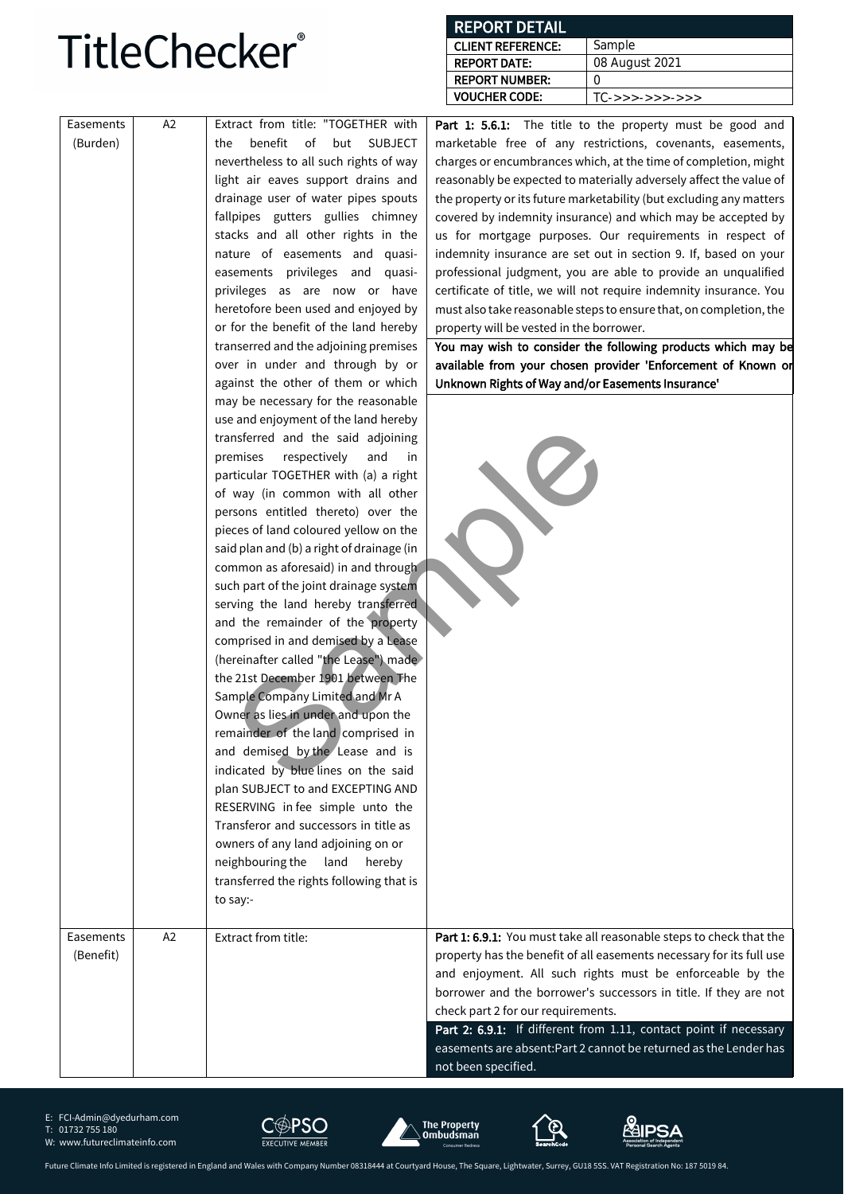| REPORT DETAIL | |
|---|---|
| CLIENT REFERENCE: | Sample |
| REPORT DATE: | 08 August 2021 |
| REPORT NUMBER: | 0 |
| VOUCHER CODE: | TC->>>->>>->>> |

| | | | |
|---|---|---|---|
| Easements (Burden) | A2 | Extract from title: "TOGETHER with the benefit of but SUBJECT nevertheless to all such rights of way light air eaves support drains and drainage user of water pipes spouts fallpipes gutters gullies chimney stacks and all other rights in the nature of easements and quasi-easements privileges and quasi-privileges as are now or have heretofore been used and enjoyed by or for the benefit of the land hereby transerred and the adjoining premises over in under and through by or against the other of them or which may be necessary for the reasonable use and enjoyment of the land hereby transferred and the said adjoining premises respectively and in particular TOGETHER with (a) a right of way (in common with all other persons entitled thereto) over the pieces of land coloured yellow on the said plan and (b) a right of drainage (in common as aforesaid) in and through such part of the joint drainage system serving the land hereby transferred and the remainder of the property comprised in and demised by a Lease (hereinafter called "the Lease") made the 21st December 1901 between The Sample Company Limited and Mr A Owner as lies in under and upon the remainder of the land comprised in and demised by the Lease and is indicated by blue lines on the said plan SUBJECT to and EXCEPTING AND RESERVING in fee simple unto the Transferor and successors in title as owners of any land adjoining on or neighbouring the land hereby transferred the rights following that is to say:- | **Part 1: 5.6.1:** The title to the property must be good and marketable free of any restrictions, covenants, easements, charges or encumbrances which, at the time of completion, might reasonably be expected to materially adversely affect the value of the property or its future marketability (but excluding any matters covered by indemnity insurance) and which may be accepted by us for mortgage purposes. Our requirements in respect of indemnity insurance are set out in section 9. If, based on your professional judgment, you are able to provide an unqualified certificate of title, we will not require indemnity insurance. You must also take reasonable steps to ensure that, on completion, the property will be vested in the borrower.<br>**You may wish to consider the following products which may be available from your chosen provider 'Enforcement of Known or Unknown Rights of Way and/or Easements Insurance'** |
| Easements (Benefit) | A2 | Extract from title: | **Part 1: 6.9.1:** You must take all reasonable steps to check that the property has the benefit of all easements necessary for its full use and enjoyment. All such rights must be enforceable by the borrower and the borrower's successors in title. If they are not check part 2 for our requirements.<br>**Part 2: 6.9.1:** If different from 1.11, contact point if necessary easements are absent:Part 2 cannot be returned as the Lender has not been specified. |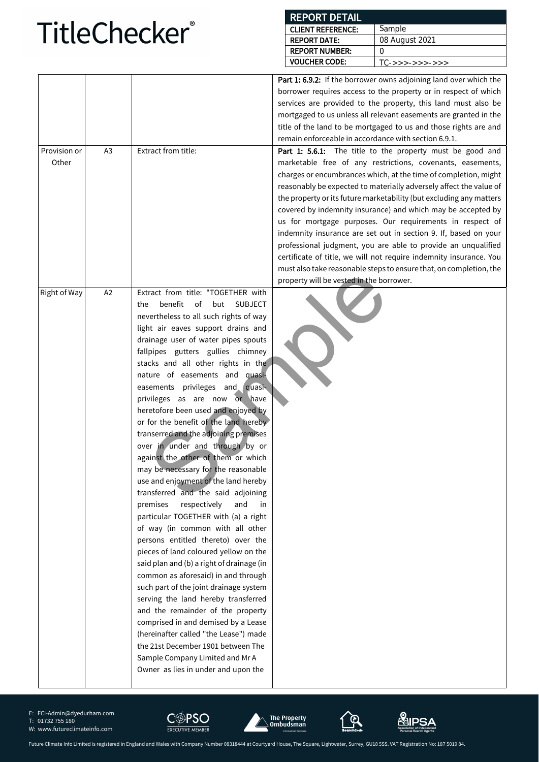| | | | |
|---|---|---|---|
| | | | **Part 1: 6.9.2:** If the borrower owns adjoining land over which the borrower requires access to the property or in respect of which services are provided to the property, this land must also be mortgaged to us unless all relevant easements are granted in the title of the land to be mortgaged to us and those rights are and remain enforceable in accordance with section 6.9.1. |
| Provision or Other | A3 | Extract from title: | **Part 1: 5.6.1:** The title to the property must be good and marketable free of any restrictions, covenants, easements, charges or encumbrances which, at the time of completion, might reasonably be expected to materially adversely affect the value of the property or its future marketability (but excluding any matters covered by indemnity insurance) and which may be accepted by us for mortgage purposes. Our requirements in respect of indemnity insurance are set out in section 9. If, based on your professional judgment, you are able to provide an unqualified certificate of title, we will not require indemnity insurance. You must also take reasonable steps to ensure that, on completion, the property will be vested in the borrower. |
| Right of Way | A2 | Extract from title: "TOGETHER with the benefit of but SUBJECT nevertheless to all such rights of way light air eaves support drains and drainage user of water pipes spouts fallpipes gutters gullies chimney stacks and all other rights in the nature of easements and quasi-easements privileges and quasi-privileges as are now or have heretofore been used and enjoyed by or for the benefit of the land hereby transerred and the adjoining premises over in under and through by or against the other of them or which may be necessary for the reasonable use and enjoyment of the land hereby transferred and the said adjoining premises respectively and in particular TOGETHER with (a) a right of way (in common with all other persons entitled thereto) over the pieces of land coloured yellow on the said plan and (b) a right of drainage (in common as aforesaid) in and through such part of the joint drainage system serving the land hereby transferred and the remainder of the property comprised in and demised by a Lease (hereinafter called "the Lease") made the 21st December 1901 between The Sample Company Limited and Mr A Owner as lies in under and upon the | |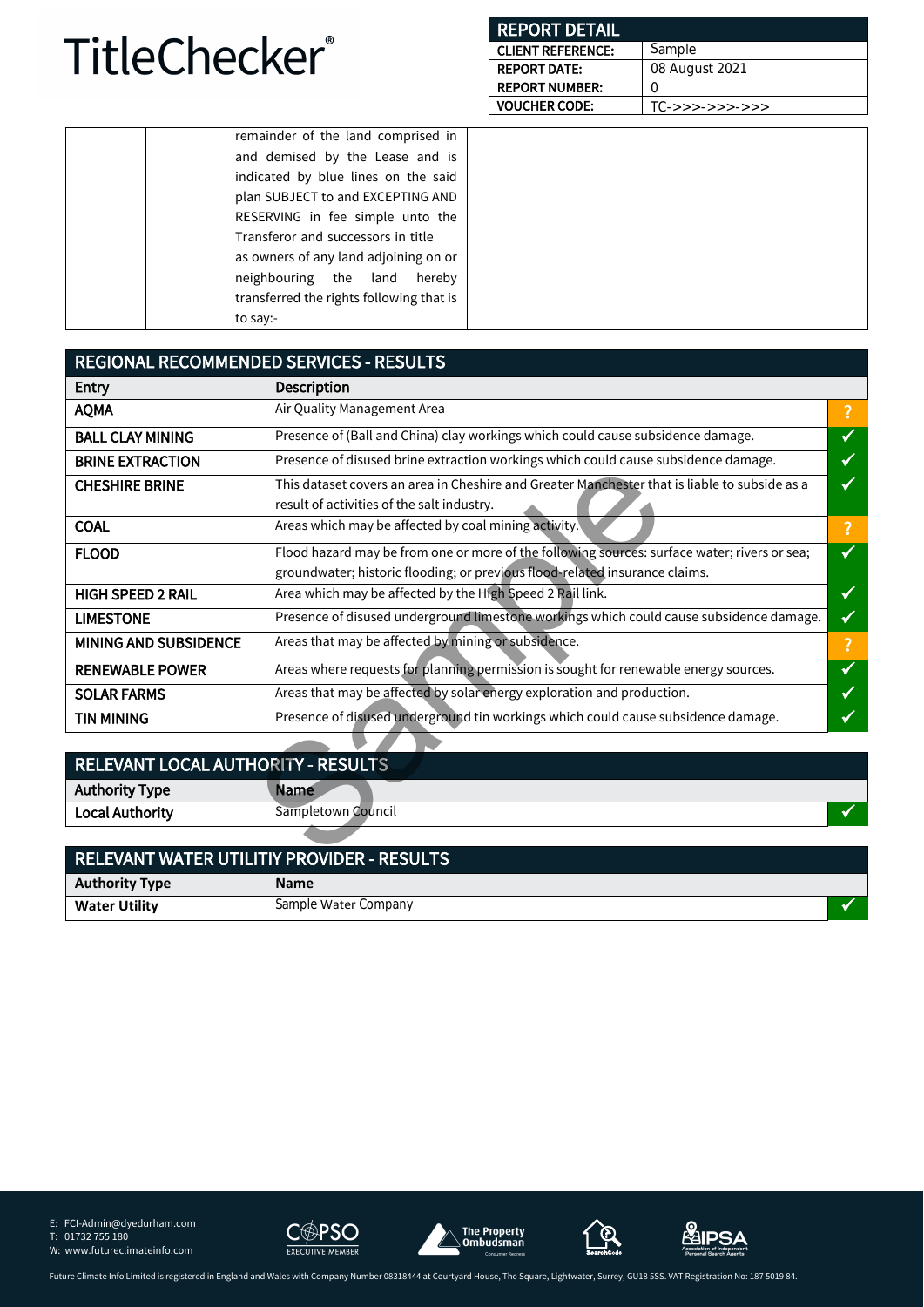| REPORT DETAIL | |
|---|---|
| CLIENT REFERENCE: | Sample |
| REPORT DATE: | 08 August 2021 |
| REPORT NUMBER: | 0 |
| VOUCHER CODE: | TC->>>->>>->>> |

| | | | |
|---|---|---|---|
| | | remainder of the land comprised in and demised by the Lease and is indicated by blue lines on the said plan SUBJECT to and EXCEPTING AND RESERVING in fee simple unto the Transferor and successors in title as owners of any land adjoining on or neighbouring the land hereby transferred the rights following that is to say:- | |

## REGIONAL RECOMMENDED SERVICES - RESULTS

| Entry | Description | |
|---|---|---|
| AQMA | Air Quality Management Area | ? |
| BALL CLAY MINING | Presence of (Ball and China) clay workings which could cause subsidence damage. | ✓ |
| BRINE EXTRACTION | Presence of disused brine extraction workings which could cause subsidence damage. | ✓ |
| CHESHIRE BRINE | This dataset covers an area in Cheshire and Greater Manchester that is liable to subside as a result of activities of the salt industry. | ✓ |
| COAL | Areas which may be affected by coal mining activity. | ? |
| FLOOD | Flood hazard may be from one or more of the following sources: surface water; rivers or sea; groundwater; historic flooding; or previous flood-related insurance claims. | ✓ |
| HIGH SPEED 2 RAIL | Area which may be affected by the High Speed 2 Rail link. | ✓ |
| LIMESTONE | Presence of disused underground limestone workings which could cause subsidence damage. | ✓ |
| MINING AND SUBSIDENCE | Areas that may be affected by mining or subsidence. | ? |
| RENEWABLE POWER | Areas where requests for planning permission is sought for renewable energy sources. | ✓ |
| SOLAR FARMS | Areas that may be affected by solar energy exploration and production. | ✓ |
| TIN MINING | Presence of disused underground tin workings which could cause subsidence damage. | ✓ |

## RELEVANT LOCAL AUTHORITY - RESULTS

| Authority Type | Name | |
|---|---|---|
| Local Authority | Sampletown Council | ✓ |

## RELEVANT WATER UTILITIY PROVIDER - RESULTS

| Authority Type | Name | |
|---|---|---|
| Water Utility | Sample Water Company | ✓ |

E: FCI-Admin@dyedurham.com
T: 01732 755 180
W: www.futureclimateinfo.com

Future Climate Info Limited is registered in England and Wales with Company Number 08318444 at Courtyard House, The Square, Lightwater, Surrey, GU18 5SS. VAT Registration No: 187 5019 84.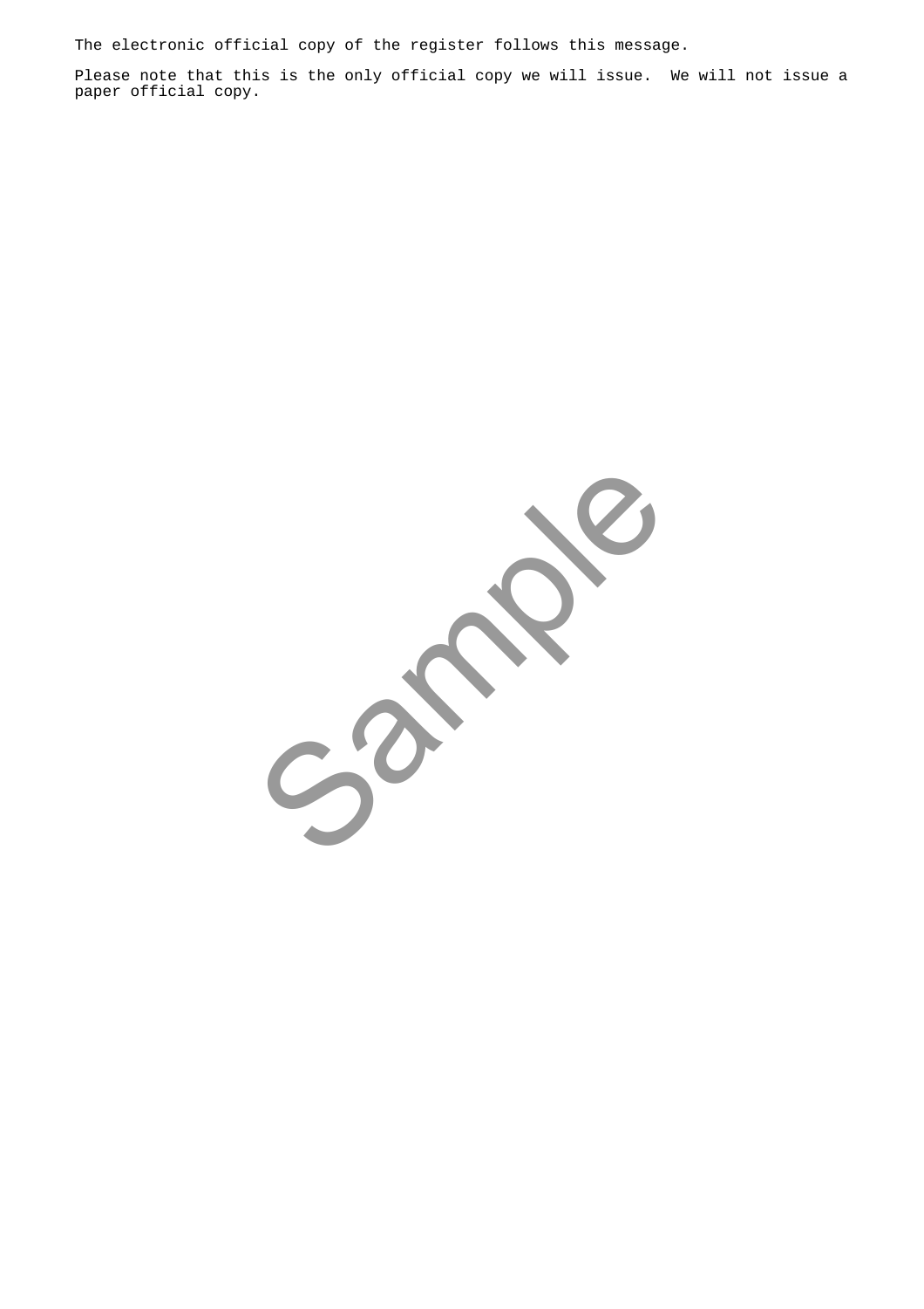The electronic official copy of the register follows this message.

Please note that this is the only official copy we will issue. We will not issue a paper official copy.

Sample